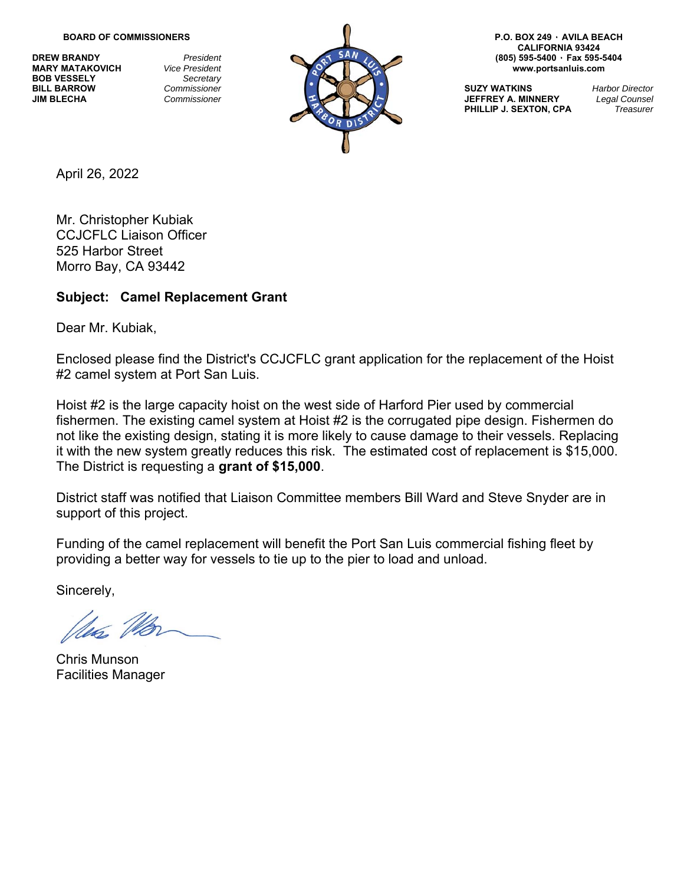**BOARD OF COMMISSIONERS**

| | |
|---|---|
| **DREW BRANDY** | *President* |
| **MARY MATAKOVICH** | *Vice President* |
| **BOB VESSELY** | *Secretary* |
| **BILL BARROW** | *Commissioner* |
| **JIM BLECHA** | *Commissioner* |

**P.O. BOX 249 · AVILA BEACH**
**CALIFORNIA 93424**
**(805) 595-5400 · Fax 595-5404**
**www.portsanluis.com**

| | |
|---|---|
| **SUZY WATKINS** | *Harbor Director* |
| **JEFFREY A. MINNERY** | *Legal Counsel* |
| **PHILLIP J. SEXTON, CPA** | *Treasurer* |

April 26, 2022

Mr. Christopher Kubiak
CCJCFLC Liaison Officer
525 Harbor Street
Morro Bay, CA 93442

**Subject: Camel Replacement Grant**

Dear Mr. Kubiak,

Enclosed please find the District's CCJCFLC grant application for the replacement of the Hoist #2 camel system at Port San Luis.

Hoist #2 is the large capacity hoist on the west side of Harford Pier used by commercial fishermen. The existing camel system at Hoist #2 is the corrugated pipe design. Fishermen do not like the existing design, stating it is more likely to cause damage to their vessels. Replacing it with the new system greatly reduces this risk. The estimated cost of replacement is $15,000. The District is requesting a **grant of $15,000**.

District staff was notified that Liaison Committee members Bill Ward and Steve Snyder are in support of this project.

Funding of the camel replacement will benefit the Port San Luis commercial fishing fleet by providing a better way for vessels to tie up to the pier to load and unload.

Sincerely,

Chris Munson
Facilities Manager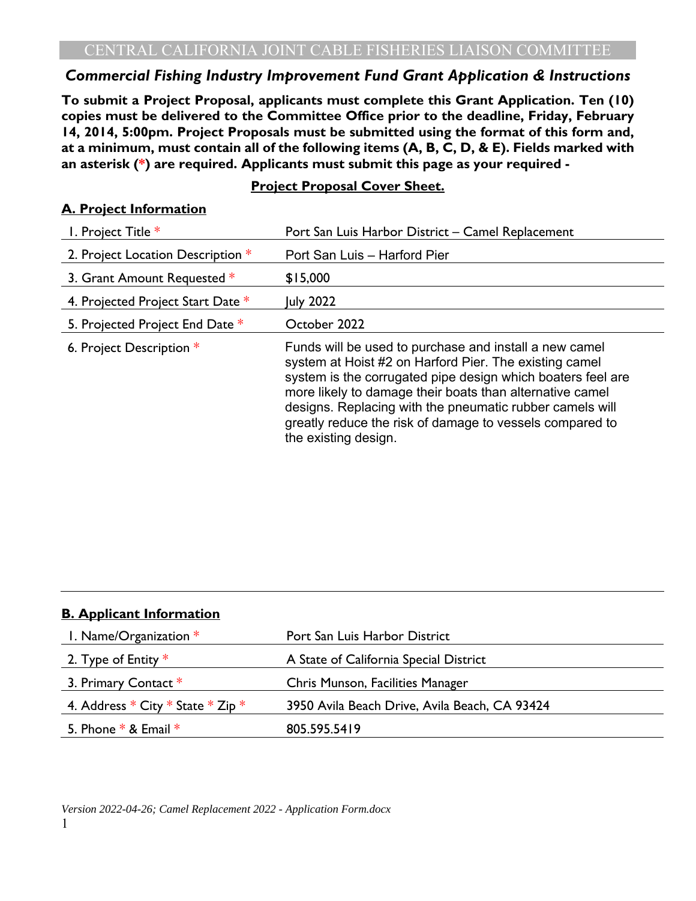CENTRAL CALIFORNIA JOINT CABLE FISHERIES LIAISON COMMITTEE

***Commercial Fishing Industry Improvement Fund Grant Application & Instructions***

**To submit a Project Proposal, applicants must complete this Grant Application. Ten (10) copies must be delivered to the Committee Office prior to the deadline, Friday, February 14, 2014, 5:00pm. Project Proposals must be submitted using the format of this form and, at a minimum, must contain all of the following items (A, B, C, D, & E). Fields marked with an asterisk (*) are required. Applicants must submit this page as your required -**

**Project Proposal Cover Sheet.**

## A. Project Information

| | |
|---|---|
| 1. Project Title * | Port San Luis Harbor District – Camel Replacement |
| 2. Project Location Description * | Port San Luis – Harford Pier |
| 3. Grant Amount Requested * | $15,000 |
| 4. Projected Project Start Date * | July 2022 |
| 5. Projected Project End Date * | October 2022 |
| 6. Project Description * | Funds will be used to purchase and install a new camel system at Hoist #2 on Harford Pier. The existing camel system is the corrugated pipe design which boaters feel are more likely to damage their boats than alternative camel designs. Replacing with the pneumatic rubber camels will greatly reduce the risk of damage to vessels compared to the existing design. |

## B. Applicant Information

| | |
|---|---|
| 1. Name/Organization * | Port San Luis Harbor District |
| 2. Type of Entity * | A State of California Special District |
| 3. Primary Contact * | Chris Munson, Facilities Manager |
| 4. Address * City * State * Zip * | 3950 Avila Beach Drive, Avila Beach, CA 93424 |
| 5. Phone * & Email * | 805.595.5419 |

*Version 2022-04-26; Camel Replacement 2022 - Application Form.docx*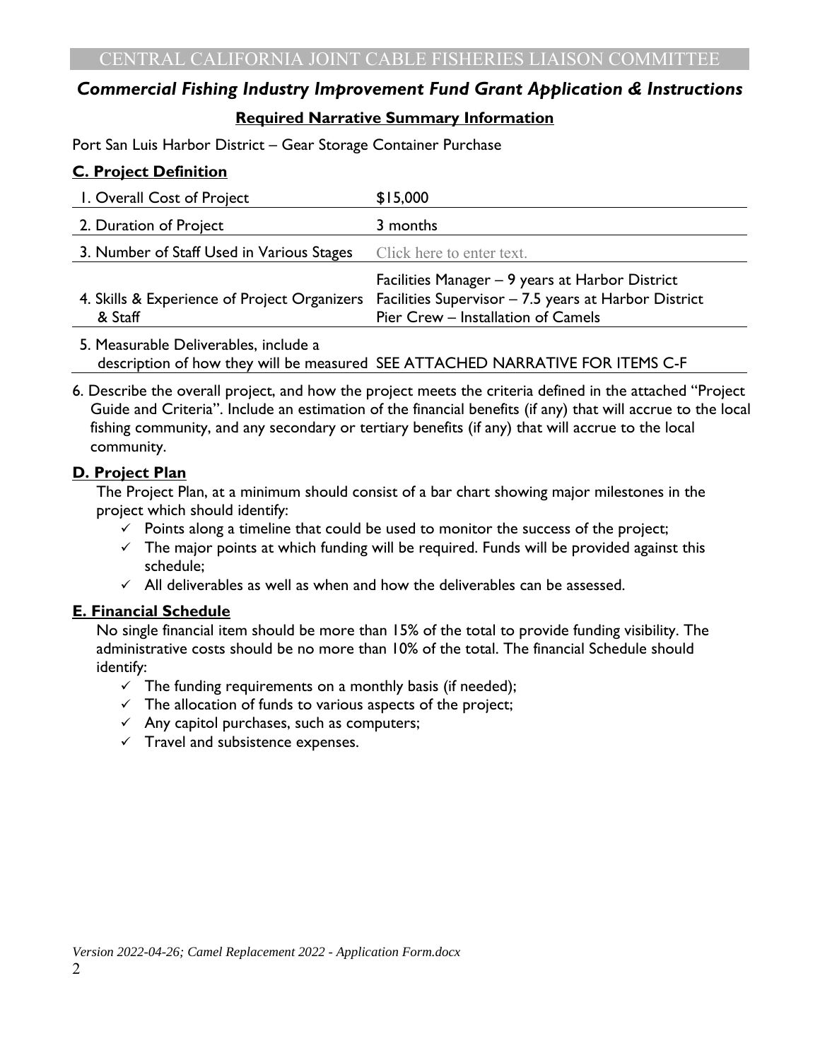CENTRAL CALIFORNIA JOINT CABLE FISHERIES LIAISON COMMITTEE

## *Commercial Fishing Industry Improvement Fund Grant Application & Instructions*

### Required Narrative Summary Information

Port San Luis Harbor District – Gear Storage Container Purchase

### C. Project Definition

| | |
|---|---|
| 1. Overall Cost of Project | $15,000 |
| 2. Duration of Project | 3 months |
| 3. Number of Staff Used in Various Stages | Click here to enter text. |
| 4. Skills & Experience of Project Organizers & Staff | Facilities Manager – 9 years at Harbor District<br>Facilities Supervisor – 7.5 years at Harbor District<br>Pier Crew – Installation of Camels |
| 5. Measurable Deliverables, include a description of how they will be measured | SEE ATTACHED NARRATIVE FOR ITEMS C-F |

6. Describe the overall project, and how the project meets the criteria defined in the attached "Project Guide and Criteria". Include an estimation of the financial benefits (if any) that will accrue to the local fishing community, and any secondary or tertiary benefits (if any) that will accrue to the local community.

### D. Project Plan

The Project Plan, at a minimum should consist of a bar chart showing major milestones in the project which should identify:

- ✓ Points along a timeline that could be used to monitor the success of the project;
- ✓ The major points at which funding will be required. Funds will be provided against this schedule;
- ✓ All deliverables as well as when and how the deliverables can be assessed.

### E. Financial Schedule

No single financial item should be more than 15% of the total to provide funding visibility. The administrative costs should be no more than 10% of the total. The financial Schedule should identify:

- ✓ The funding requirements on a monthly basis (if needed);
- ✓ The allocation of funds to various aspects of the project;
- ✓ Any capitol purchases, such as computers;
- ✓ Travel and subsistence expenses.

*Version 2022-04-26; Camel Replacement 2022 - Application Form.docx*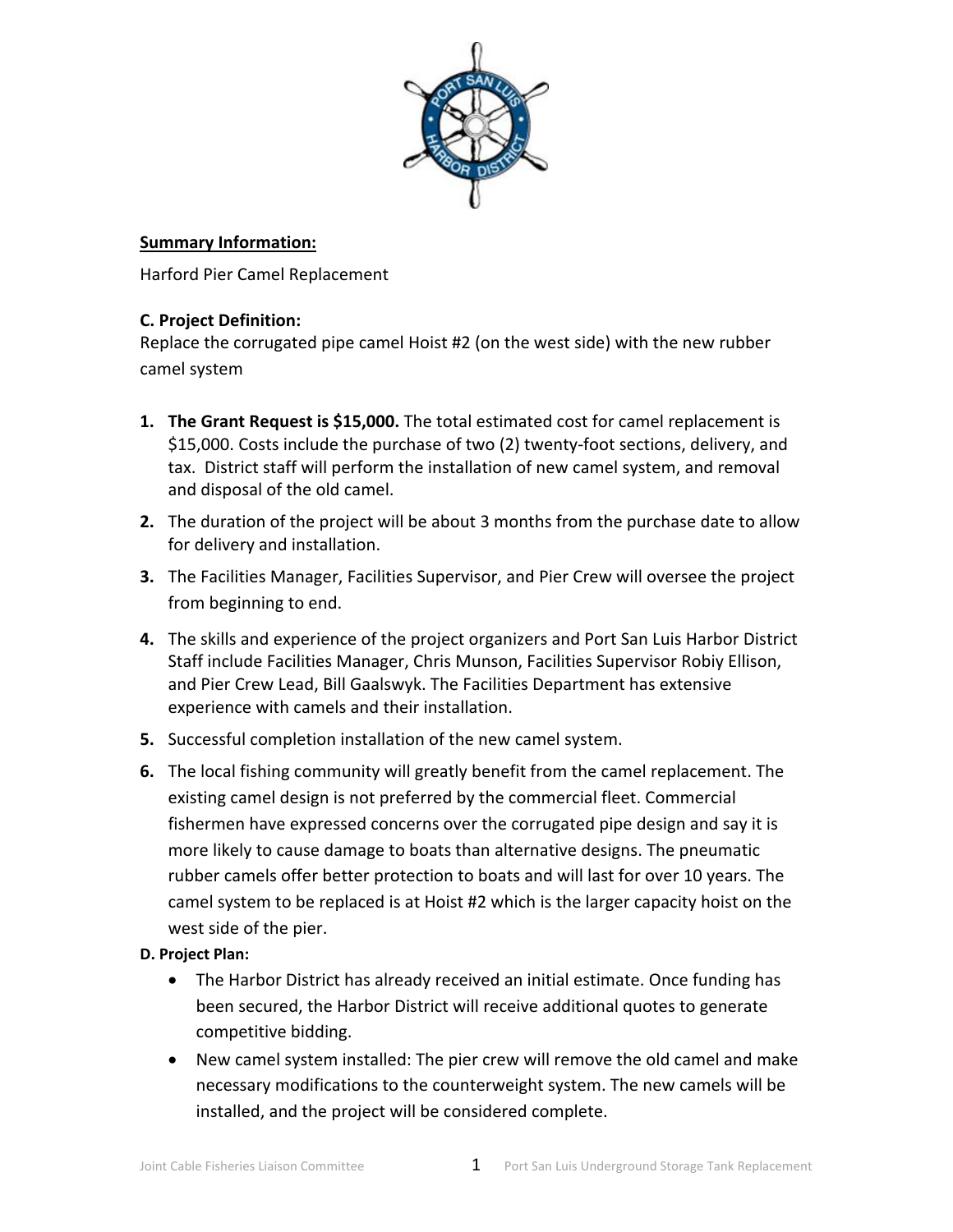**Summary Information:**

Harford Pier Camel Replacement

**C. Project Definition:**
Replace the corrugated pipe camel Hoist #2 (on the west side) with the new rubber camel system

1. **The Grant Request is $15,000.** The total estimated cost for camel replacement is $15,000. Costs include the purchase of two (2) twenty-foot sections, delivery, and tax. District staff will perform the installation of new camel system, and removal and disposal of the old camel.
2. The duration of the project will be about 3 months from the purchase date to allow for delivery and installation.
3. The Facilities Manager, Facilities Supervisor, and Pier Crew will oversee the project from beginning to end.
4. The skills and experience of the project organizers and Port San Luis Harbor District Staff include Facilities Manager, Chris Munson, Facilities Supervisor Robiy Ellison, and Pier Crew Lead, Bill Gaalswyk. The Facilities Department has extensive experience with camels and their installation.
5. Successful completion installation of the new camel system.
6. The local fishing community will greatly benefit from the camel replacement. The existing camel design is not preferred by the commercial fleet. Commercial fishermen have expressed concerns over the corrugated pipe design and say it is more likely to cause damage to boats than alternative designs. The pneumatic rubber camels offer better protection to boats and will last for over 10 years. The camel system to be replaced is at Hoist #2 which is the larger capacity hoist on the west side of the pier.

**D. Project Plan:**

- The Harbor District has already received an initial estimate. Once funding has been secured, the Harbor District will receive additional quotes to generate competitive bidding.
- New camel system installed: The pier crew will remove the old camel and make necessary modifications to the counterweight system. The new camels will be installed, and the project will be considered complete.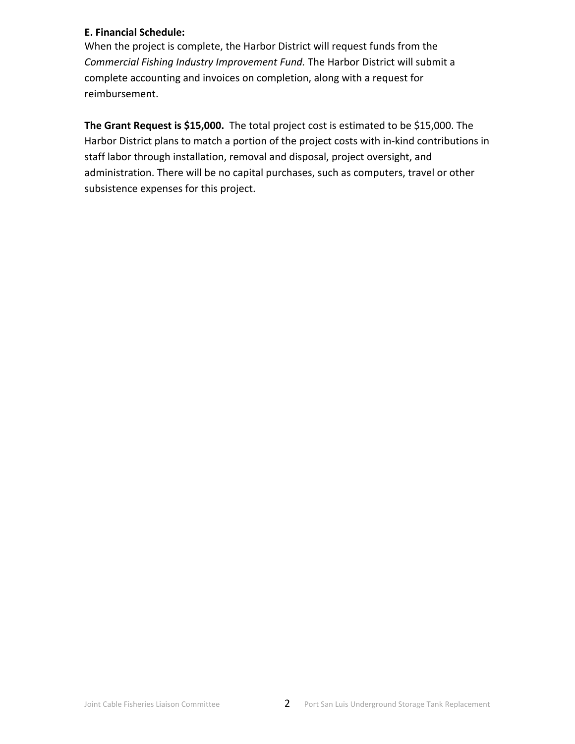**E. Financial Schedule:**

When the project is complete, the Harbor District will request funds from the *Commercial Fishing Industry Improvement Fund.* The Harbor District will submit a complete accounting and invoices on completion, along with a request for reimbursement.

**The Grant Request is $15,000.** The total project cost is estimated to be $15,000. The Harbor District plans to match a portion of the project costs with in-kind contributions in staff labor through installation, removal and disposal, project oversight, and administration. There will be no capital purchases, such as computers, travel or other subsistence expenses for this project.